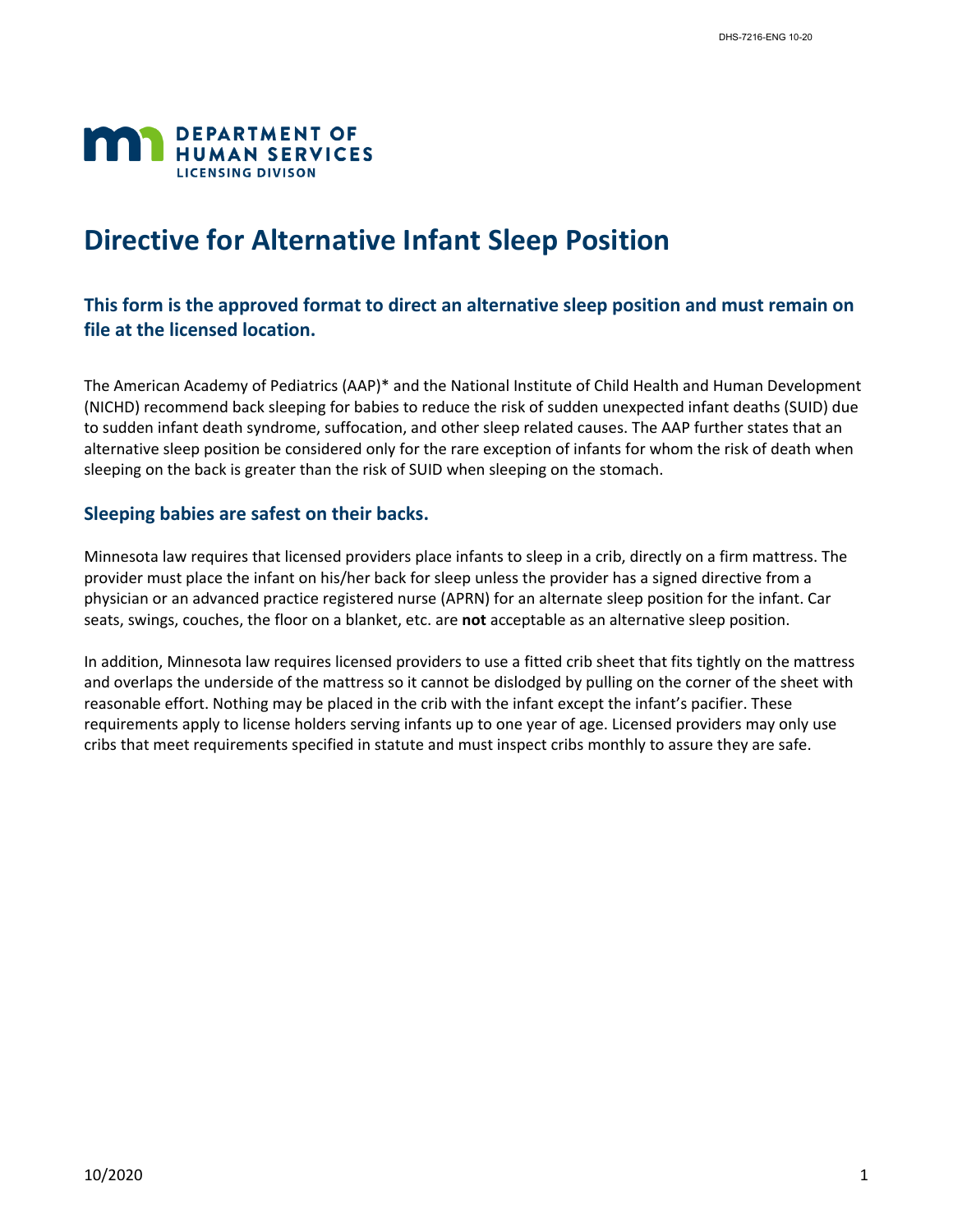DEPARTMENT OF HUMAN SERVICES
LICENSING DIVISON

# Directive for Alternative Infant Sleep Position

## This form is the approved format to direct an alternative sleep position and must remain on file at the licensed location.

The American Academy of Pediatrics (AAP)* and the National Institute of Child Health and Human Development (NICHD) recommend back sleeping for babies to reduce the risk of sudden unexpected infant deaths (SUID) due to sudden infant death syndrome, suffocation, and other sleep related causes. The AAP further states that an alternative sleep position be considered only for the rare exception of infants for whom the risk of death when sleeping on the back is greater than the risk of SUID when sleeping on the stomach.

## Sleeping babies are safest on their backs.

Minnesota law requires that licensed providers place infants to sleep in a crib, directly on a firm mattress. The provider must place the infant on his/her back for sleep unless the provider has a signed directive from a physician or an advanced practice registered nurse (APRN) for an alternate sleep position for the infant. Car seats, swings, couches, the floor on a blanket, etc. are **not** acceptable as an alternative sleep position.

In addition, Minnesota law requires licensed providers to use a fitted crib sheet that fits tightly on the mattress and overlaps the underside of the mattress so it cannot be dislodged by pulling on the corner of the sheet with reasonable effort. Nothing may be placed in the crib with the infant except the infant's pacifier. These requirements apply to license holders serving infants up to one year of age. Licensed providers may only use cribs that meet requirements specified in statute and must inspect cribs monthly to assure they are safe.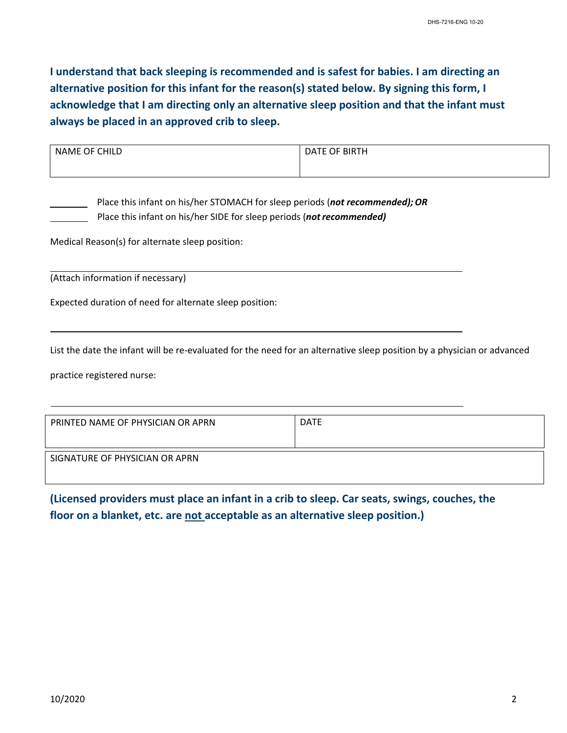**I understand that back sleeping is recommended and is safest for babies. I am directing an alternative position for this infant for the reason(s) stated below. By signing this form, I acknowledge that I am directing only an alternative sleep position and that the infant must always be placed in an approved crib to sleep.**

| NAME OF CHILD | DATE OF BIRTH |
| --- | --- |
| | |

________ Place this infant on his/her STOMACH for sleep periods (***not recommended); OR***

________ Place this infant on his/her SIDE for sleep periods (***not recommended)***

Medical Reason(s) for alternate sleep position:

______________________________________________________________________

(Attach information if necessary)

Expected duration of need for alternate sleep position:

______________________________________________________________________

List the date the infant will be re-evaluated for the need for an alternative sleep position by a physician or advanced practice registered nurse:

______________________________________________________________________

| PRINTED NAME OF PHYSICIAN OR APRN | DATE |
| --- | --- |
| | |

| SIGNATURE OF PHYSICIAN OR APRN |
| --- |
| |

**(Licensed providers must place an infant in a crib to sleep. Car seats, swings, couches, the floor on a blanket, etc. are <u>not</u> acceptable as an alternative sleep position.)**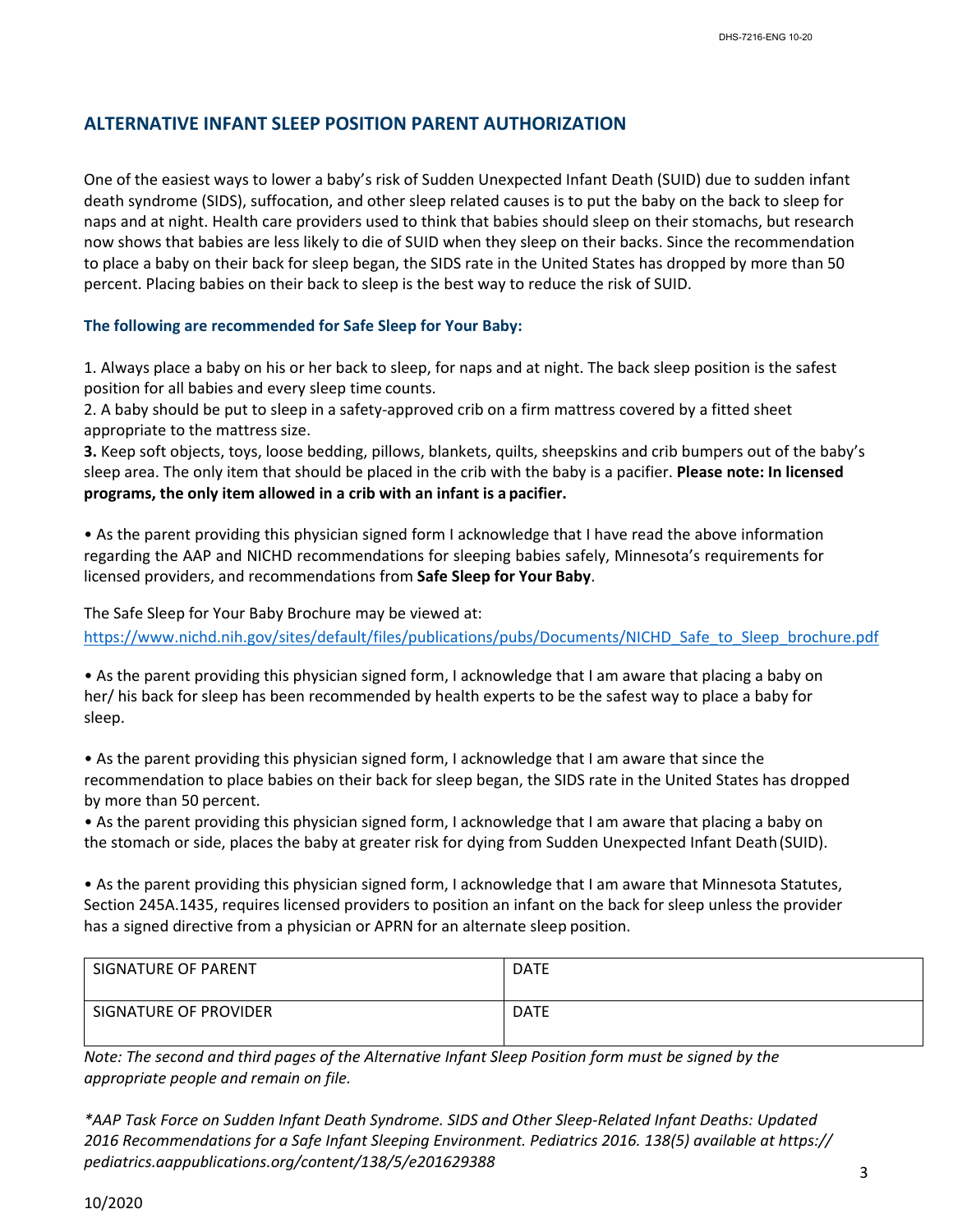## ALTERNATIVE INFANT SLEEP POSITION PARENT AUTHORIZATION

One of the easiest ways to lower a baby's risk of Sudden Unexpected Infant Death (SUID) due to sudden infant death syndrome (SIDS), suffocation, and other sleep related causes is to put the baby on the back to sleep for naps and at night. Health care providers used to think that babies should sleep on their stomachs, but research now shows that babies are less likely to die of SUID when they sleep on their backs. Since the recommendation to place a baby on their back for sleep began, the SIDS rate in the United States has dropped by more than 50 percent. Placing babies on their back to sleep is the best way to reduce the risk of SUID.

### The following are recommended for Safe Sleep for Your Baby:

1. Always place a baby on his or her back to sleep, for naps and at night. The back sleep position is the safest position for all babies and every sleep time counts.
2. A baby should be put to sleep in a safety-approved crib on a firm mattress covered by a fitted sheet appropriate to the mattress size.
3. Keep soft objects, toys, loose bedding, pillows, blankets, quilts, sheepskins and crib bumpers out of the baby's sleep area. The only item that should be placed in the crib with the baby is a pacifier. **Please note: In licensed programs, the only item allowed in a crib with an infant is a pacifier.**

- As the parent providing this physician signed form I acknowledge that I have read the above information regarding the AAP and NICHD recommendations for sleeping babies safely, Minnesota's requirements for licensed providers, and recommendations from **Safe Sleep for Your Baby**.

The Safe Sleep for Your Baby Brochure may be viewed at:
https://www.nichd.nih.gov/sites/default/files/publications/pubs/Documents/NICHD_Safe_to_Sleep_brochure.pdf

- As the parent providing this physician signed form, I acknowledge that I am aware that placing a baby on her/ his back for sleep has been recommended by health experts to be the safest way to place a baby for sleep.

- As the parent providing this physician signed form, I acknowledge that I am aware that since the recommendation to place babies on their back for sleep began, the SIDS rate in the United States has dropped by more than 50 percent.
- As the parent providing this physician signed form, I acknowledge that I am aware that placing a baby on the stomach or side, places the baby at greater risk for dying from Sudden Unexpected Infant Death (SUID).

- As the parent providing this physician signed form, I acknowledge that I am aware that Minnesota Statutes, Section 245A.1435, requires licensed providers to position an infant on the back for sleep unless the provider has a signed directive from a physician or APRN for an alternate sleep position.

| | |
|---|---|
| SIGNATURE OF PARENT | DATE |
| SIGNATURE OF PROVIDER | DATE |

*Note: The second and third pages of the Alternative Infant Sleep Position form must be signed by the appropriate people and remain on file.*

*\*AAP Task Force on Sudden Infant Death Syndrome. SIDS and Other Sleep-Related Infant Deaths: Updated 2016 Recommendations for a Safe Infant Sleeping Environment. Pediatrics 2016. 138(5) available at https:// pediatrics.aappublications.org/content/138/5/e201629388*

10/2020